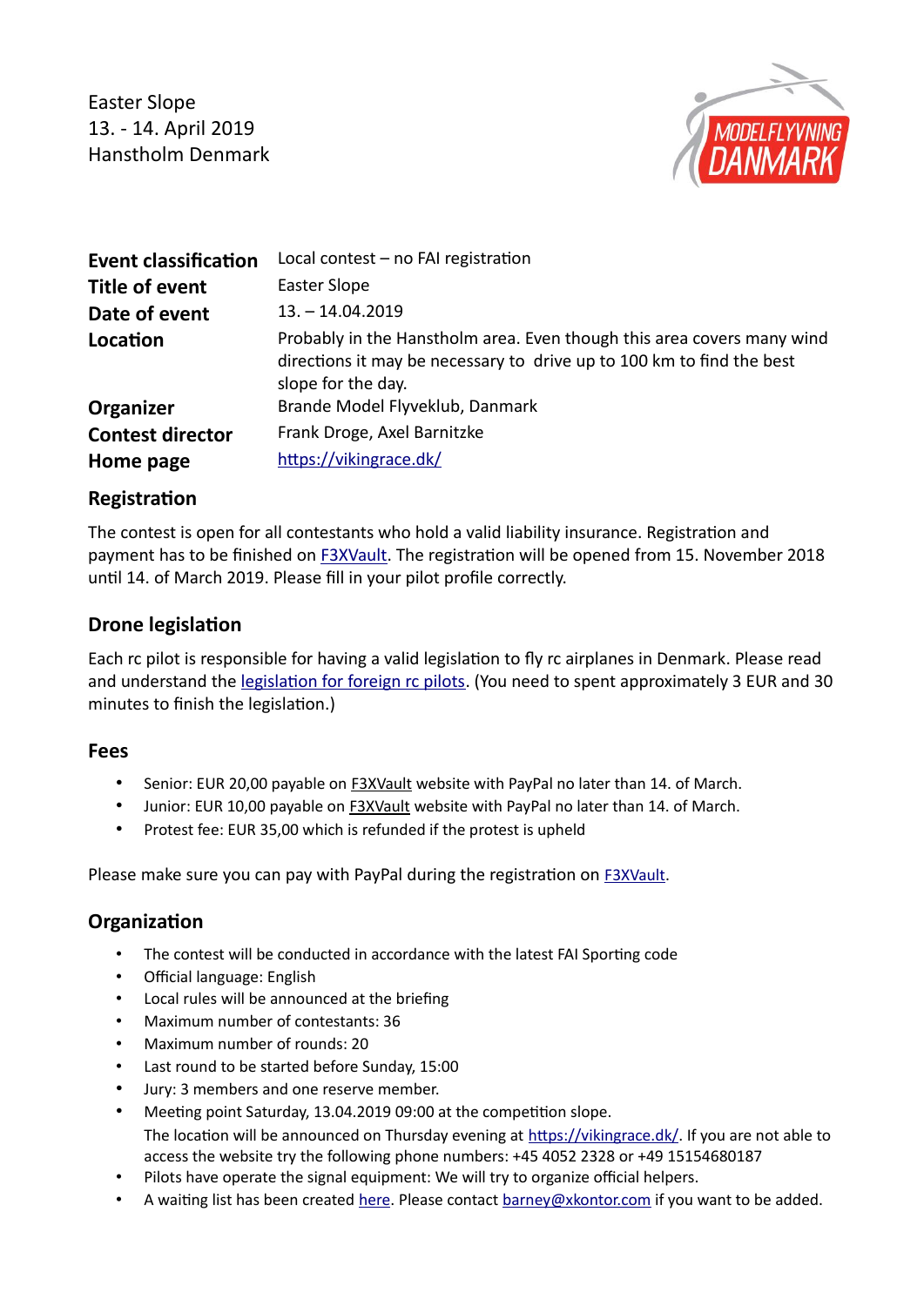Easter Slope
13. - 14. April 2019
Hanstholm Denmark

| | |
|---|---|
| **Event classification** | Local contest – no FAI registration |
| **Title of event** | Easter Slope |
| **Date of event** | 13. – 14.04.2019 |
| **Location** | Probably in the Hanstholm area. Even though this area covers many wind directions it may be necessary to drive up to 100 km to find the best slope for the day. |
| **Organizer** | Brande Model Flyveklub, Danmark |
| **Contest director** | Frank Droge, Axel Barnitzke |
| **Home page** | [https://vikingrace.dk/](https://vikingrace.dk/) |

## Registration

The contest is open for all contestants who hold a valid liability insurance. Registration and payment has to be finished on F3XVault. The registration will be opened from 15. November 2018 until 14. of March 2019. Please fill in your pilot profile correctly.

## Drone legislation

Each rc pilot is responsible for having a valid legislation to fly rc airplanes in Denmark. Please read and understand the legislation for foreign rc pilots. (You need to spent approximately 3 EUR and 30 minutes to finish the legislation.)

## Fees

- Senior: EUR 20,00 payable on F3XVault website with PayPal no later than 14. of March.
- Junior: EUR 10,00 payable on F3XVault website with PayPal no later than 14. of March.
- Protest fee: EUR 35,00 which is refunded if the protest is upheld

Please make sure you can pay with PayPal during the registration on F3XVault.

## Organization

- The contest will be conducted in accordance with the latest FAI Sporting code
- Official language: English
- Local rules will be announced at the briefing
- Maximum number of contestants: 36
- Maximum number of rounds: 20
- Last round to be started before Sunday, 15:00
- Jury: 3 members and one reserve member.
- Meeting point Saturday, 13.04.2019 09:00 at the competition slope.
  The location will be announced on Thursday evening at https://vikingrace.dk/. If you are not able to access the website try the following phone numbers: +45 4052 2328 or +49 15154680187
- Pilots have operate the signal equipment: We will try to organize official helpers.
- A waiting list has been created here. Please contact barney@xkontor.com if you want to be added.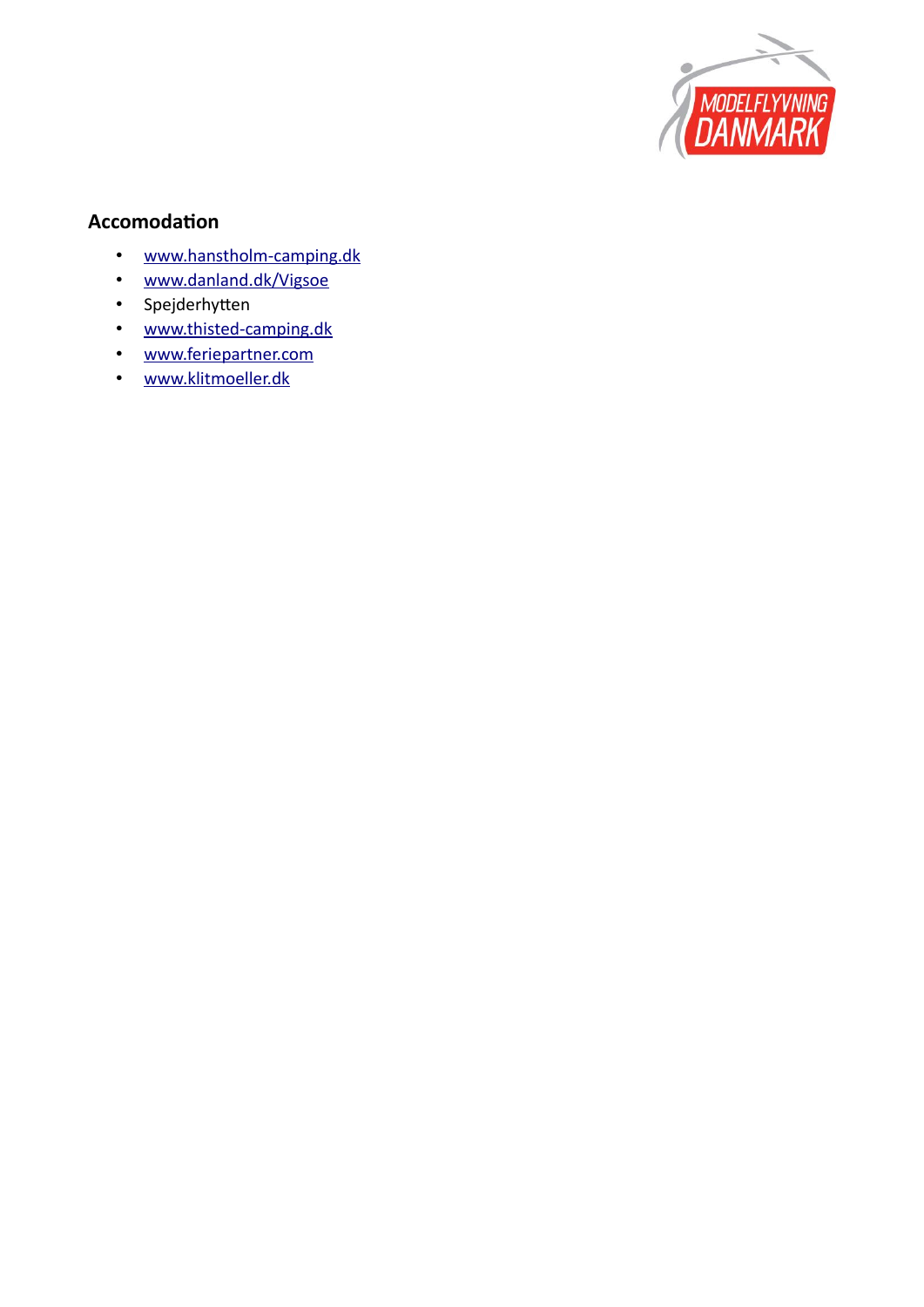## Accomodation

- www.hanstholm-camping.dk
- www.danland.dk/Vigsoe
- Spejderhytten
- www.thisted-camping.dk
- www.feriepartner.com
- www.klitmoeller.dk